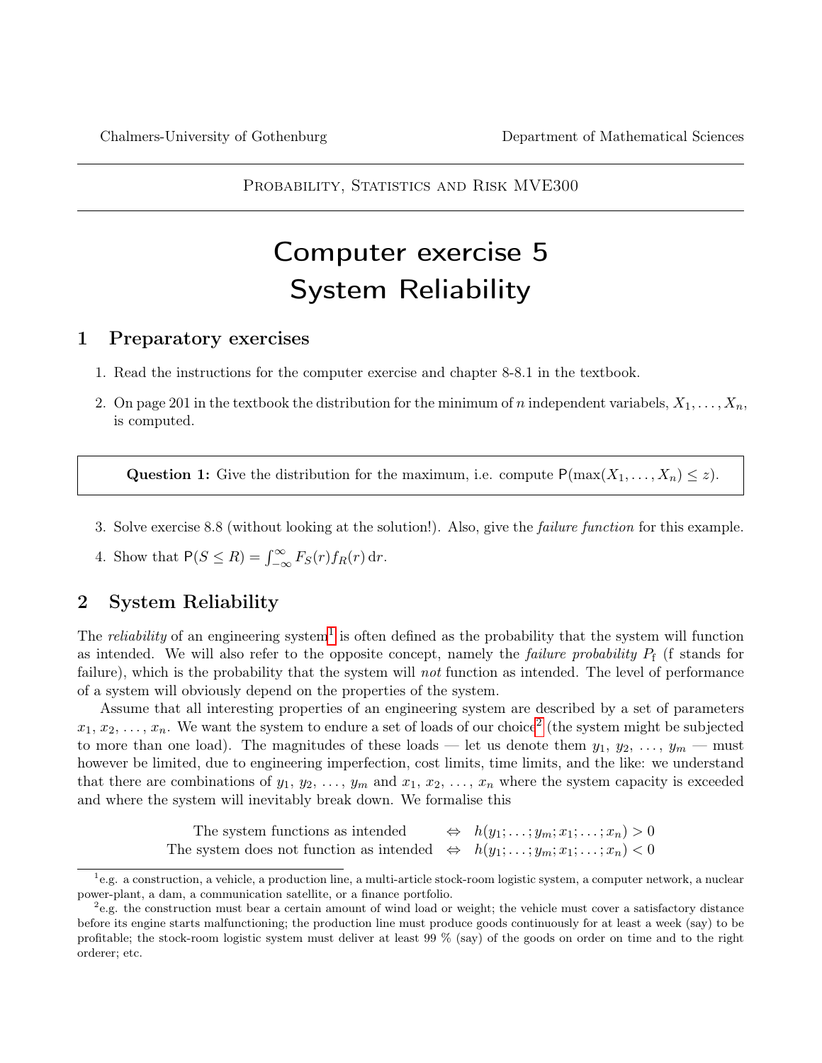Chalmers-University of Gothenburg — Department of Mathematical Sciences

Probability, Statistics and Risk MVE300

# Computer exercise 5
# System Reliability

## 1 Preparatory exercises

1. Read the instructions for the computer exercise and chapter 8-8.1 in the textbook.
2. On page 201 in the textbook the distribution for the minimum of $n$ independent variabels, $X_1, \ldots, X_n$, is computed.

> **Question 1:** Give the distribution for the maximum, i.e. compute $\mathsf{P}(\max(X_1, \ldots, X_n) \leq z)$.

3. Solve exercise 8.8 (without looking at the solution!). Also, give the *failure function* for this example.
4. Show that $\mathsf{P}(S \leq R) = \int_{-\infty}^{\infty} F_S(r) f_R(r)\, \mathrm{d}r$.

## 2 System Reliability

The *reliability* of an engineering system[1] is often defined as the probability that the system will function as intended. We will also refer to the opposite concept, namely the *failure probability* $P_\mathrm{f}$ (f stands for failure), which is the probability that the system will *not* function as intended. The level of performance of a system will obviously depend on the properties of the system.

Assume that all interesting properties of an engineering system are described by a set of parameters $x_1, x_2, \ldots, x_n$. We want the system to endure a set of loads of our choice[2] (the system might be subjected to more than one load). The magnitudes of these loads — let us denote them $y_1, y_2, \ldots, y_m$ — must however be limited, due to engineering imperfection, cost limits, time limits, and the like: we understand that there are combinations of $y_1, y_2, \ldots, y_m$ and $x_1, x_2, \ldots, x_n$ where the system capacity is exceeded and where the system will inevitably break down. We formalise this

$$
\begin{aligned}
\text{The system functions as intended} \quad &\Leftrightarrow \quad h(y_1; \ldots; y_m; x_1; \ldots; x_n) > 0 \\
\text{The system does not function as intended} \quad &\Leftrightarrow \quad h(y_1; \ldots; y_m; x_1; \ldots; x_n) < 0
\end{aligned}
$$

[1] e.g. a construction, a vehicle, a production line, a multi-article stock-room logistic system, a computer network, a nuclear power-plant, a dam, a communication satellite, or a finance portfolio.

[2] e.g. the construction must bear a certain amount of wind load or weight; the vehicle must cover a satisfactory distance before its engine starts malfunctioning; the production line must produce goods continuously for at least a week (say) to be profitable; the stock-room logistic system must deliver at least 99 % (say) of the goods on order on time and to the right orderer; etc.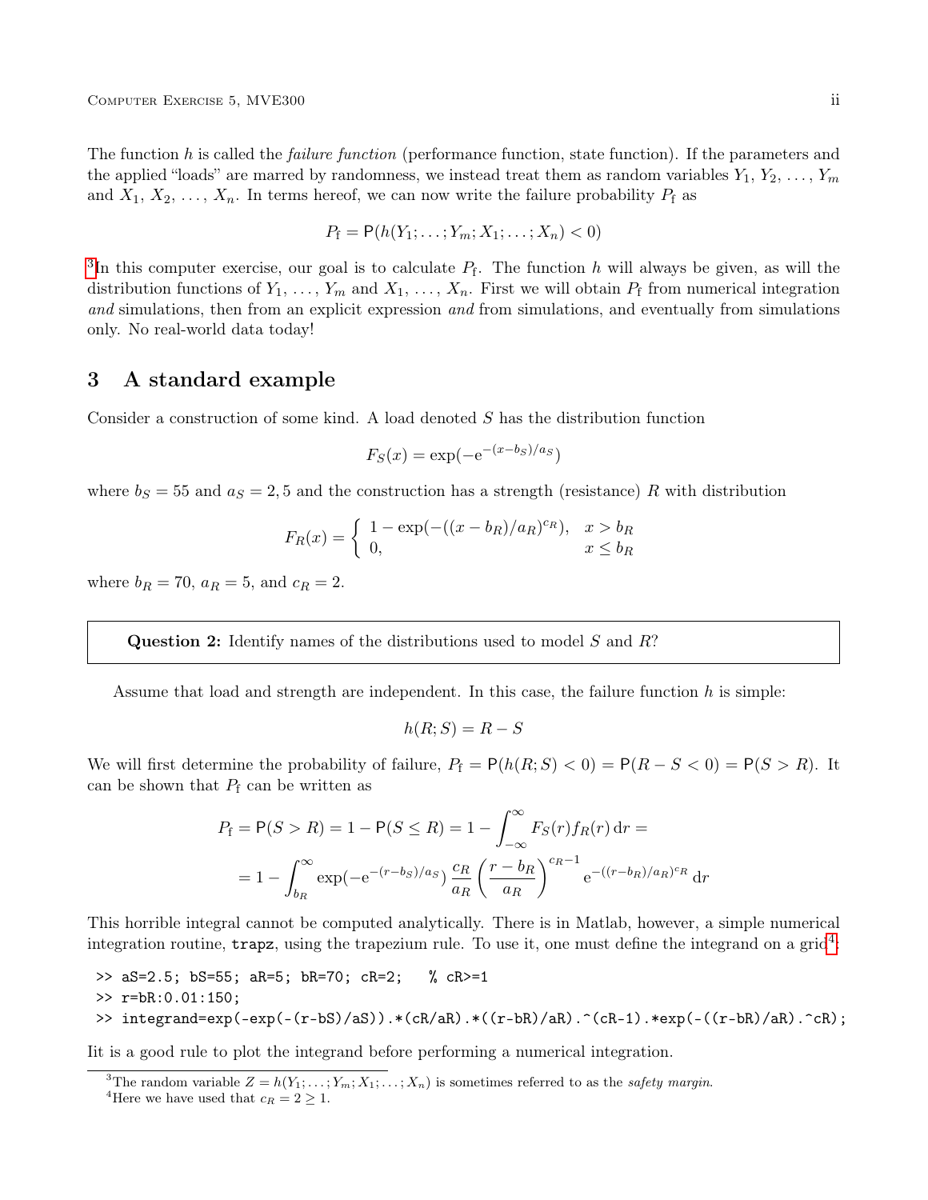The function $h$ is called the *failure function* (performance function, state function). If the parameters and the applied "loads" are marred by randomness, we instead treat them as random variables $Y_1, Y_2, \dots, Y_m$ and $X_1, X_2, \dots, X_n$. In terms hereof, we can now write the failure probability $P_\mathrm{f}$ as

$$P_\mathrm{f} = \mathsf{P}(h(Y_1; \dots; Y_m; X_1; \dots; X_n) < 0)$$

[3]In this computer exercise, our goal is to calculate $P_\mathrm{f}$. The function $h$ will always be given, as will the distribution functions of $Y_1, \dots, Y_m$ and $X_1, \dots, X_n$. First we will obtain $P_\mathrm{f}$ from numerical integration *and* simulations, then from an explicit expression *and* from simulations, and eventually from simulations only. No real-world data today!

## 3 A standard example

Consider a construction of some kind. A load denoted $S$ has the distribution function

$$F_S(x) = \exp(-\mathrm{e}^{-(x-b_S)/a_S})$$

where $b_S = 55$ and $a_S = 2,5$ and the construction has a strength (resistance) $R$ with distribution

$$F_R(x) = \begin{cases} 1 - \exp(-((x-b_R)/a_R)^{c_R}), & x > b_R \\ 0, & x \leq b_R \end{cases}$$

where $b_R = 70$, $a_R = 5$, and $c_R = 2$.

> **Question 2:** Identify names of the distributions used to model $S$ and $R$?

Assume that load and strength are independent. In this case, the failure function $h$ is simple:

$$h(R; S) = R - S$$

We will first determine the probability of failure, $P_\mathrm{f} = \mathsf{P}(h(R;S) < 0) = \mathsf{P}(R - S < 0) = \mathsf{P}(S > R)$. It can be shown that $P_\mathrm{f}$ can be written as

$$\begin{aligned} P_\mathrm{f} = \mathsf{P}(S > R) = 1 - \mathsf{P}(S \leq R) = 1 - \int_{-\infty}^{\infty} F_S(r) f_R(r)\,\mathrm{d}r = \\ = 1 - \int_{b_R}^{\infty} \exp(-\mathrm{e}^{-(r-b_S)/a_S})\,\frac{c_R}{a_R}\left(\frac{r-b_R}{a_R}\right)^{c_R-1} \mathrm{e}^{-((r-b_R)/a_R)^{c_R}}\,\mathrm{d}r \end{aligned}$$

This horrible integral cannot be computed analytically. There is in Matlab, however, a simple numerical integration routine, `trapz`, using the trapezium rule. To use it, one must define the integrand on a grid[4]:

```
>> aS=2.5; bS=55; aR=5; bR=70; cR=2;   % cR>=1
>> r=bR:0.01:150;
>> integrand=exp(-exp(-(r-bS)/aS)).*(cR/aR).*((r-bR)/aR).^(cR-1).*exp(-((r-bR)/aR).^cR);
```

Iit is a good rule to plot the integrand before performing a numerical integration.

---

[3]The random variable $Z = h(Y_1; \dots; Y_m; X_1; \dots; X_n)$ is sometimes referred to as the *safety margin*.

[4]Here we have used that $c_R = 2 \geq 1$.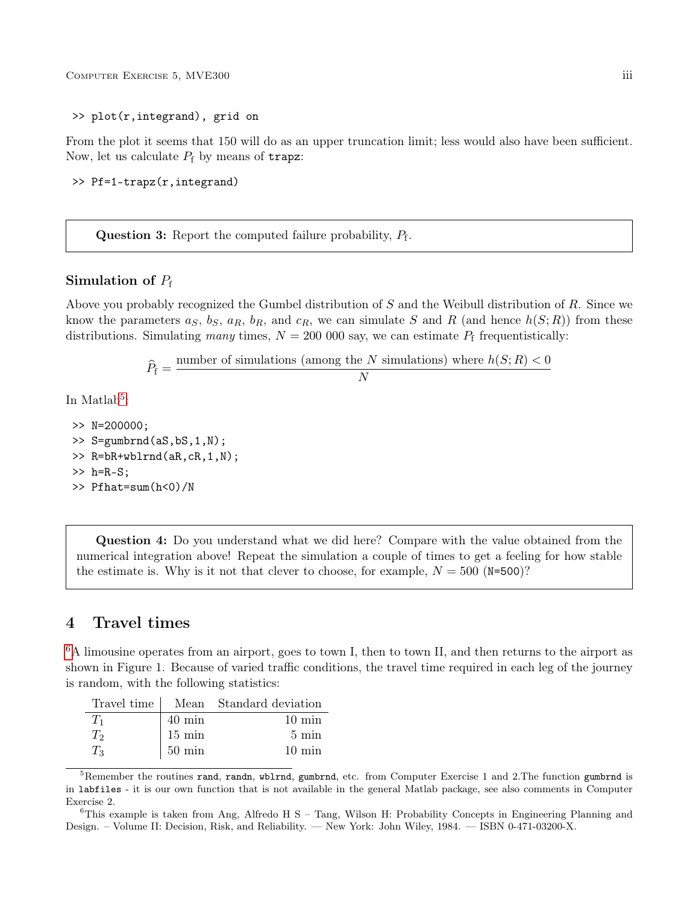```
>> plot(r,integrand), grid on
```

From the plot it seems that 150 will do as an upper truncation limit; less would also have been sufficient. Now, let us calculate $P_\mathrm{f}$ by means of `trapz`:

```
>> Pf=1-trapz(r,integrand)
```

> **Question 3:** Report the computed failure probability, $P_\mathrm{f}$.

### Simulation of $P_\mathrm{f}$

Above you probably recognized the Gumbel distribution of $S$ and the Weibull distribution of $R$. Since we know the parameters $a_S$, $b_S$, $a_R$, $b_R$, and $c_R$, we can simulate $S$ and $R$ (and hence $h(S;R)$) from these distributions. Simulating *many* times, $N = 200\ 000$ say, we can estimate $P_\mathrm{f}$ frequentistically:

$$\widehat{P}_\mathrm{f} = \frac{\text{number of simulations (among the } N \text{ simulations) where } h(S;R) < 0}{N}$$

In Matlab[5]:

```
>> N=200000;
>> S=gumbrnd(aS,bS,1,N);
>> R=bR+wblrnd(aR,cR,1,N);
>> h=R-S;
>> Pfhat=sum(h<0)/N
```

> **Question 4:** Do you understand what we did here? Compare with the value obtained from the numerical integration above! Repeat the simulation a couple of times to get a feeling for how stable the estimate is. Why is it not that clever to choose, for example, $N = 500$ (`N=500`)?

## 4 Travel times

[6]A limousine operates from an airport, goes to town I, then to town II, and then returns to the airport as shown in Figure 1. Because of varied traffic conditions, the travel time required in each leg of the journey is random, with the following statistics:

| Travel time | Mean | Standard deviation |
|---|---|---|
| $T_1$ | 40 min | 10 min |
| $T_2$ | 15 min | 5 min |
| $T_3$ | 50 min | 10 min |

[5]Remember the routines `rand`, `randn`, `wblrnd`, `gumbrnd`, etc. from Computer Exercise 1 and 2.The function `gumbrnd` is in `labfiles` - it is our own function that is not available in the general Matlab package, see also comments in Computer Exercise 2.

[6]This example is taken from Ang, Alfredo H S – Tang, Wilson H: Probability Concepts in Engineering Planning and Design. – Volume II: Decision, Risk, and Reliability. — New York: John Wiley, 1984. — ISBN 0-471-03200-X.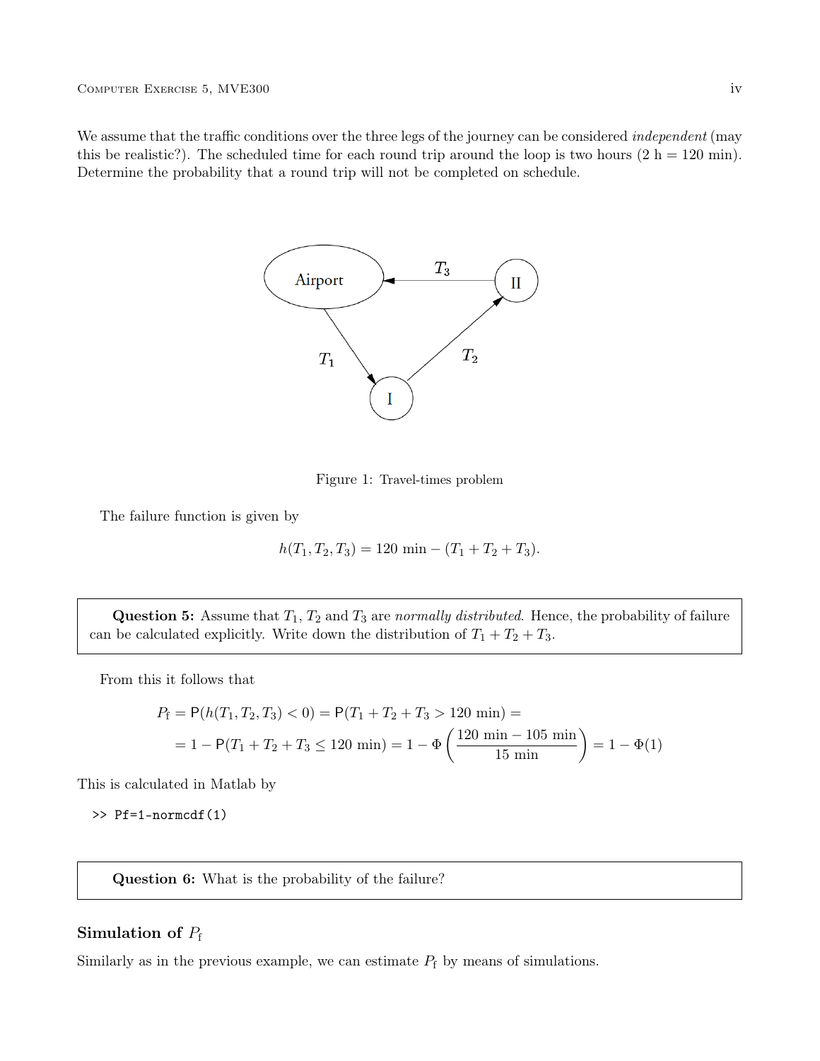We assume that the traffic conditions over the three legs of the journey can be considered *independent* (may this be realistic?). The scheduled time for each round trip around the loop is two hours (2 h = 120 min). Determine the probability that a round trip will not be completed on schedule.

Figure 1: Travel-times problem

The failure function is given by

$$h(T_1, T_2, T_3) = 120 \text{ min} - (T_1 + T_2 + T_3).$$

> **Question 5:** Assume that $T_1$, $T_2$ and $T_3$ are *normally distributed*. Hence, the probability of failure can be calculated explicitly. Write down the distribution of $T_1 + T_2 + T_3$.

From this it follows that

$$\begin{aligned}
P_\text{f} &= \mathsf{P}(h(T_1, T_2, T_3) < 0) = \mathsf{P}(T_1 + T_2 + T_3 > 120 \text{ min}) = \\
&= 1 - \mathsf{P}(T_1 + T_2 + T_3 \leq 120 \text{ min}) = 1 - \Phi\left(\frac{120 \text{ min} - 105 \text{ min}}{15 \text{ min}}\right) = 1 - \Phi(1)
\end{aligned}$$

This is calculated in Matlab by

```
>> Pf=1-normcdf(1)
```

> **Question 6:** What is the probability of the failure?

## Simulation of $P_\text{f}$

Similarly as in the previous example, we can estimate $P_\text{f}$ by means of simulations.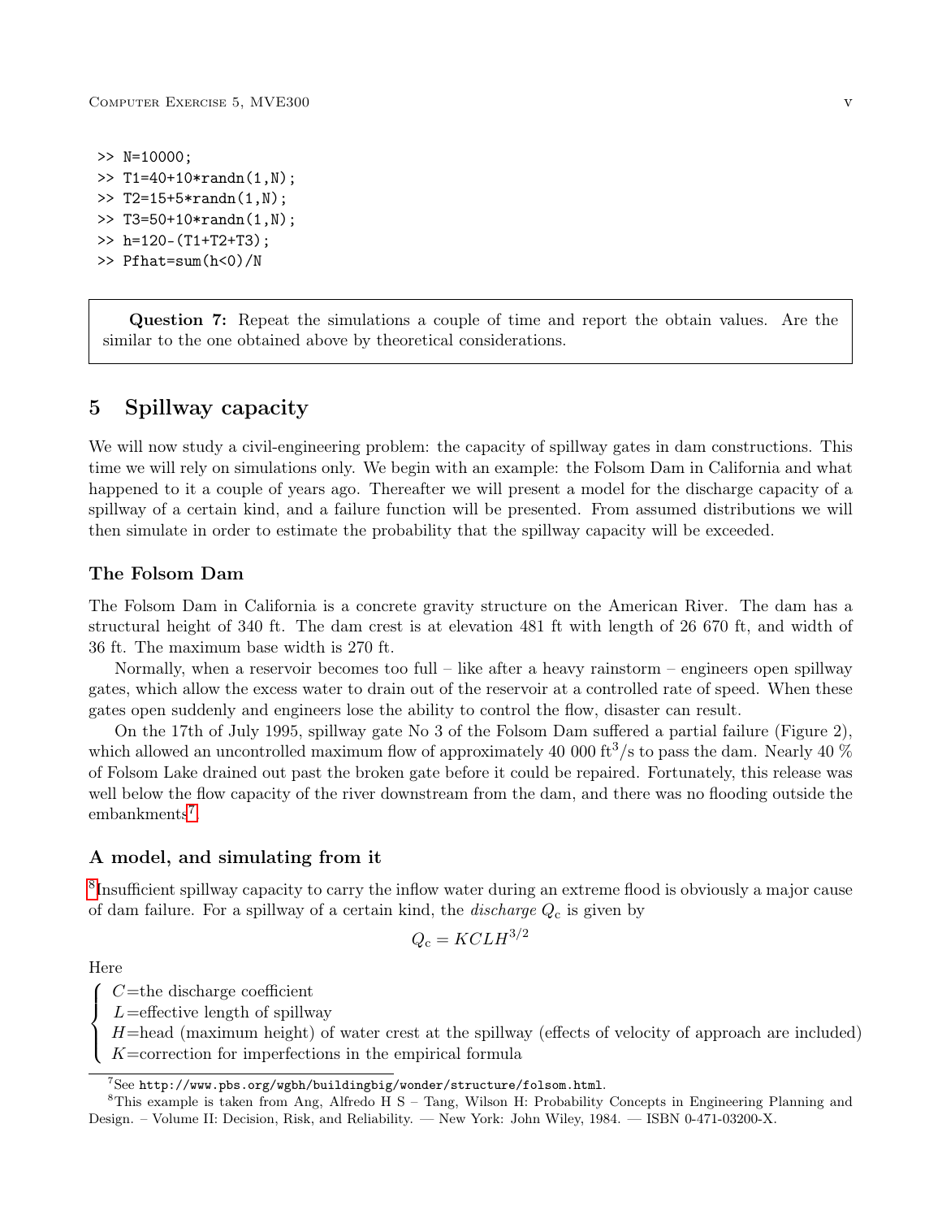```
>> N=10000;
>> T1=40+10*randn(1,N);
>> T2=15+5*randn(1,N);
>> T3=50+10*randn(1,N);
>> h=120-(T1+T2+T3);
>> Pfhat=sum(h<0)/N
```

> **Question 7:** Repeat the simulations a couple of time and report the obtain values. Are the similar to the one obtained above by theoretical considerations.

## 5 Spillway capacity

We will now study a civil-engineering problem: the capacity of spillway gates in dam constructions. This time we will rely on simulations only. We begin with an example: the Folsom Dam in California and what happened to it a couple of years ago. Thereafter we will present a model for the discharge capacity of a spillway of a certain kind, and a failure function will be presented. From assumed distributions we will then simulate in order to estimate the probability that the spillway capacity will be exceeded.

### The Folsom Dam

The Folsom Dam in California is a concrete gravity structure on the American River. The dam has a structural height of 340 ft. The dam crest is at elevation 481 ft with length of 26 670 ft, and width of 36 ft. The maximum base width is 270 ft.

Normally, when a reservoir becomes too full – like after a heavy rainstorm – engineers open spillway gates, which allow the excess water to drain out of the reservoir at a controlled rate of speed. When these gates open suddenly and engineers lose the ability to control the flow, disaster can result.

On the 17th of July 1995, spillway gate No 3 of the Folsom Dam suffered a partial failure (Figure 2), which allowed an uncontrolled maximum flow of approximately 40 000 $\text{ft}^3/\text{s}$ to pass the dam. Nearly 40 % of Folsom Lake drained out past the broken gate before it could be repaired. Fortunately, this release was well below the flow capacity of the river downstream from the dam, and there was no flooding outside the embankments[7].

### A model, and simulating from it

[8]Insufficient spillway capacity to carry the inflow water during an extreme flood is obviously a major cause of dam failure. For a spillway of a certain kind, the *discharge* $Q_c$ is given by

$$Q_c = KCLH^{3/2}$$

Here

- $C$ = the discharge coefficient
- $L$ = effective length of spillway
- $H$ = head (maximum height) of water crest at the spillway (effects of velocity of approach are included)
- $K$ = correction for imperfections in the empirical formula

---

[7] See `http://www.pbs.org/wgbh/buildingbig/wonder/structure/folsom.html`.

[8] This example is taken from Ang, Alfredo H S – Tang, Wilson H: Probability Concepts in Engineering Planning and Design. – Volume II: Decision, Risk, and Reliability. — New York: John Wiley, 1984. — ISBN 0-471-03200-X.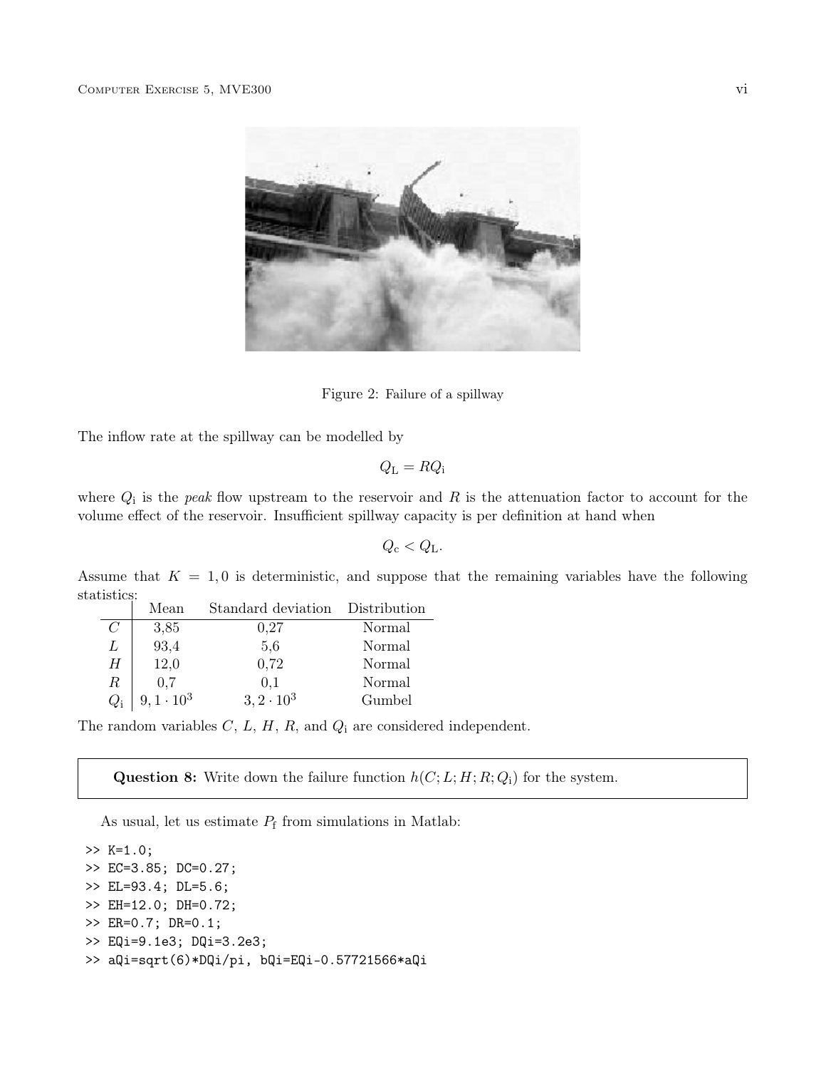Figure 2: Failure of a spillway

The inflow rate at the spillway can be modelled by

$$Q_L = RQ_i$$

where $Q_i$ is the *peak* flow upstream to the reservoir and $R$ is the attenuation factor to account for the volume effect of the reservoir. Insufficient spillway capacity is per definition at hand when

$$Q_c < Q_L.$$

Assume that $K = 1,0$ is deterministic, and suppose that the remaining variables have the following statistics:

| | Mean | Standard deviation | Distribution |
|---|---|---|---|
| $C$ | 3,85 | 0,27 | Normal |
| $L$ | 93,4 | 5,6 | Normal |
| $H$ | 12,0 | 0,72 | Normal |
| $R$ | 0,7 | 0,1 | Normal |
| $Q_i$ | $9,1 \cdot 10^3$ | $3,2 \cdot 10^3$ | Gumbel |

The random variables $C$, $L$, $H$, $R$, and $Q_i$ are considered independent.

> **Question 8:** Write down the failure function $h(C; L; H; R; Q_i)$ for the system.

As usual, let us estimate $P_f$ from simulations in Matlab:

```
>> K=1.0;
>> EC=3.85; DC=0.27;
>> EL=93.4; DL=5.6;
>> EH=12.0; DH=0.72;
>> ER=0.7; DR=0.1;
>> EQi=9.1e3; DQi=3.2e3;
>> aQi=sqrt(6)*DQi/pi, bQi=EQi-0.57721566*aQi
```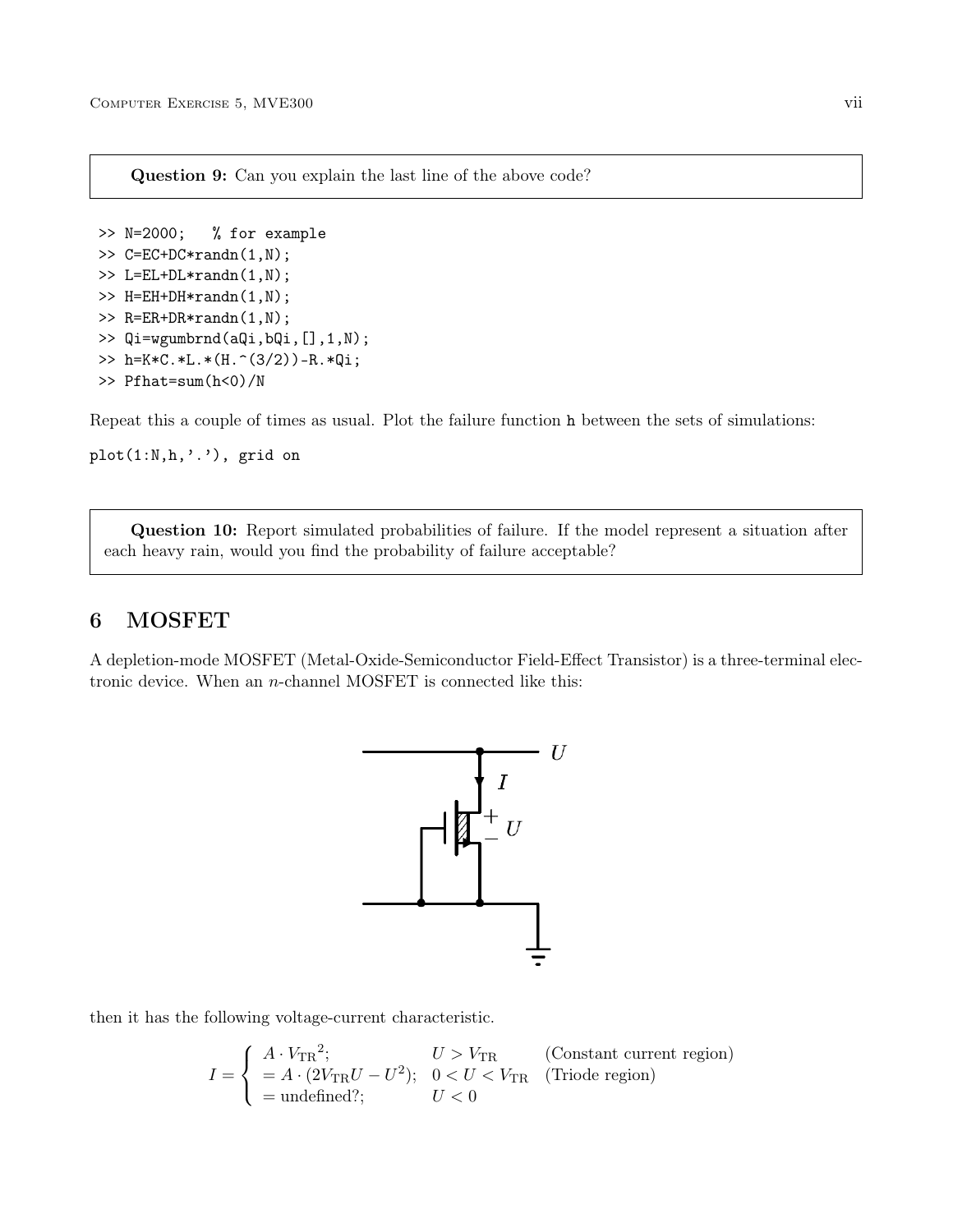**Question 9:** Can you explain the last line of the above code?

```
>> N=2000;   % for example
>> C=EC+DC*randn(1,N);
>> L=EL+DL*randn(1,N);
>> H=EH+DH*randn(1,N);
>> R=ER+DR*randn(1,N);
>> Qi=wgumbrnd(aQi,bQi,[],1,N);
>> h=K*C.*L.*(H.^(3/2))-R.*Qi;
>> Pfhat=sum(h<0)/N
```

Repeat this a couple of times as usual. Plot the failure function `h` between the sets of simulations:

```
plot(1:N,h,'.'), grid on
```

**Question 10:** Report simulated probabilities of failure. If the model represent a situation after each heavy rain, would you find the probability of failure acceptable?

## 6 MOSFET

A depletion-mode MOSFET (Metal-Oxide-Semiconductor Field-Effect Transistor) is a three-terminal electronic device. When an *n*-channel MOSFET is connected like this:

then it has the following voltage-current characteristic.

$$I = \begin{cases} A \cdot {V_{\mathrm{TR}}}^2; & U > V_{\mathrm{TR}} \quad \text{(Constant current region)} \\ = A \cdot (2V_{\mathrm{TR}}U - U^2); & 0 < U < V_{\mathrm{TR}} \quad \text{(Triode region)} \\ = \text{undefined?}; & U < 0 \end{cases}$$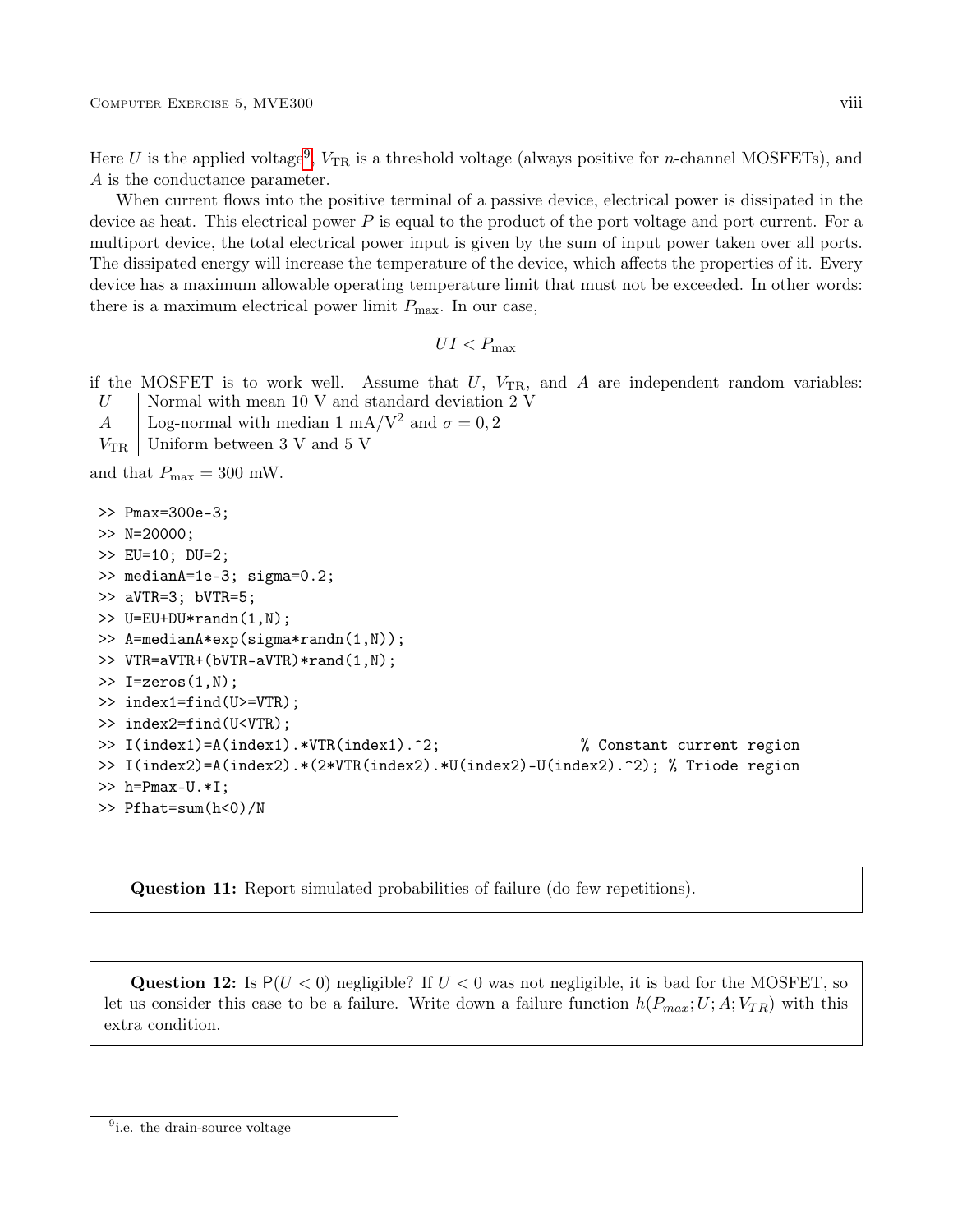Here $U$ is the applied voltage[9], $V_{\mathrm{TR}}$ is a threshold voltage (always positive for *n*-channel MOSFETs), and $A$ is the conductance parameter.

When current flows into the positive terminal of a passive device, electrical power is dissipated in the device as heat. This electrical power $P$ is equal to the product of the port voltage and port current. For a multiport device, the total electrical power input is given by the sum of input power taken over all ports. The dissipated energy will increase the temperature of the device, which affects the properties of it. Every device has a maximum allowable operating temperature limit that must not be exceeded. In other words: there is a maximum electrical power limit $P_{\max}$. In our case,

$$UI < P_{\max}$$

if the MOSFET is to work well. Assume that $U$, $V_{\mathrm{TR}}$, and $A$ are independent random variables:

| | |
|---|---|
| $U$ | Normal with mean 10 V and standard deviation 2 V |
| $A$ | Log-normal with median 1 mA/V$^2$ and $\sigma = 0,2$ |
| $V_{\mathrm{TR}}$ | Uniform between 3 V and 5 V |

and that $P_{\max} = 300$ mW.

```
>> Pmax=300e-3;
>> N=20000;
>> EU=10; DU=2;
>> medianA=1e-3; sigma=0.2;
>> aVTR=3; bVTR=5;
>> U=EU+DU*randn(1,N);
>> A=medianA*exp(sigma*randn(1,N));
>> VTR=aVTR+(bVTR-aVTR)*rand(1,N);
>> I=zeros(1,N);
>> index1=find(U>=VTR);
>> index2=find(U<VTR);
>> I(index1)=A(index1).*VTR(index1).^2;                % Constant current region
>> I(index2)=A(index2).*(2*VTR(index2).*U(index2)-U(index2).^2); % Triode region
>> h=Pmax-U.*I;
>> Pfhat=sum(h<0)/N
```

**Question 11:** Report simulated probabilities of failure (do few repetitions).

**Question 12:** Is $\mathsf{P}(U < 0)$ negligible? If $U < 0$ was not negligible, it is bad for the MOSFET, so let us consider this case to be a failure. Write down a failure function $h(P_{max}; U; A; V_{TR})$ with this extra condition.

[9] i.e. the drain-source voltage